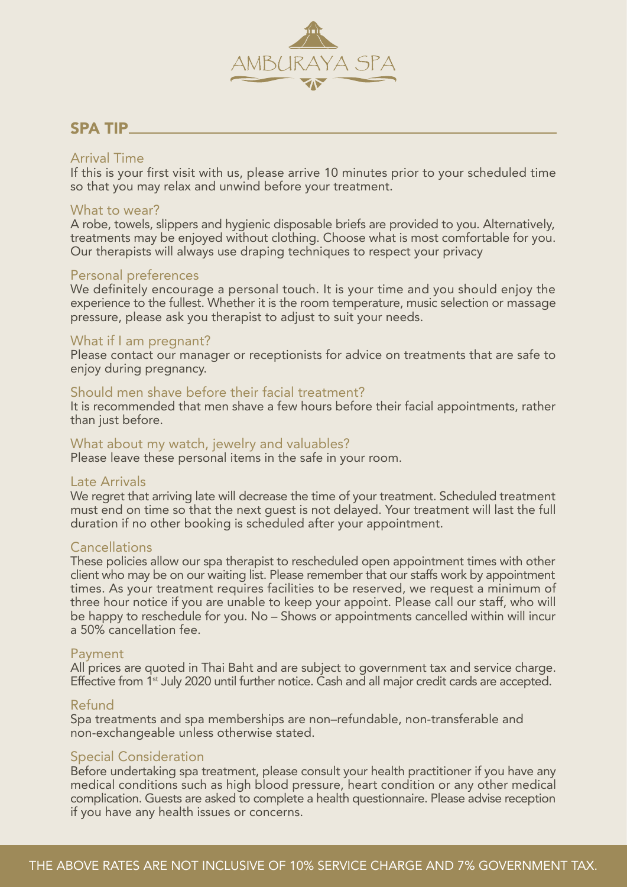# AMBURAYA SPA

## SPA TIP

### Arrival Time

If this is your first visit with us, please arrive 10 minutes prior to your scheduled time so that you may relax and unwind before your treatment.

### What to wear?

A robe, towels, slippers and hygienic disposable briefs are provided to you. Alternatively, treatments may be enjoyed without clothing. Choose what is most comfortable for you. Our therapists will always use draping techniques to respect your privacy

### Personal preferences

We definitely encourage a personal touch. It is your time and you should enjoy the experience to the fullest. Whether it is the room temperature, music selection or massage pressure, please ask you therapist to adjust to suit your needs.

### What if I am pregnant?

Please contact our manager or receptionists for advice on treatments that are safe to enjoy during pregnancy.

### Should men shave before their facial treatment?

It is recommended that men shave a few hours before their facial appointments, rather than just before.

### What about my watch, jewelry and valuables?

Please leave these personal items in the safe in your room.

### Late Arrivals

We regret that arriving late will decrease the time of your treatment. Scheduled treatment must end on time so that the next guest is not delayed. Your treatment will last the full duration if no other booking is scheduled after your appointment.

### Cancellations

These policies allow our spa therapist to rescheduled open appointment times with other client who may be on our waiting list. Please remember that our staffs work by appointment times. As your treatment requires facilities to be reserved, we request a minimum of three hour notice if you are unable to keep your appoint. Please call our staff, who will be happy to reschedule for you. No – Shows or appointments cancelled within will incur a 50% cancellation fee.

### Payment

All prices are quoted in Thai Baht and are subject to government tax and service charge. Effective from 1st July 2020 until further notice. Cash and all major credit cards are accepted.

### Refund

Spa treatments and spa memberships are non–refundable, non-transferable and non-exchangeable unless otherwise stated.

### Special Consideration

Before undertaking spa treatment, please consult your health practitioner if you have any medical conditions such as high blood pressure, heart condition or any other medical complication. Guests are asked to complete a health questionnaire. Please advise reception if you have any health issues or concerns.

THE ABOVE RATES ARE NOT INCLUSIVE OF 10% SERVICE CHARGE AND 7% GOVERNMENT TAX.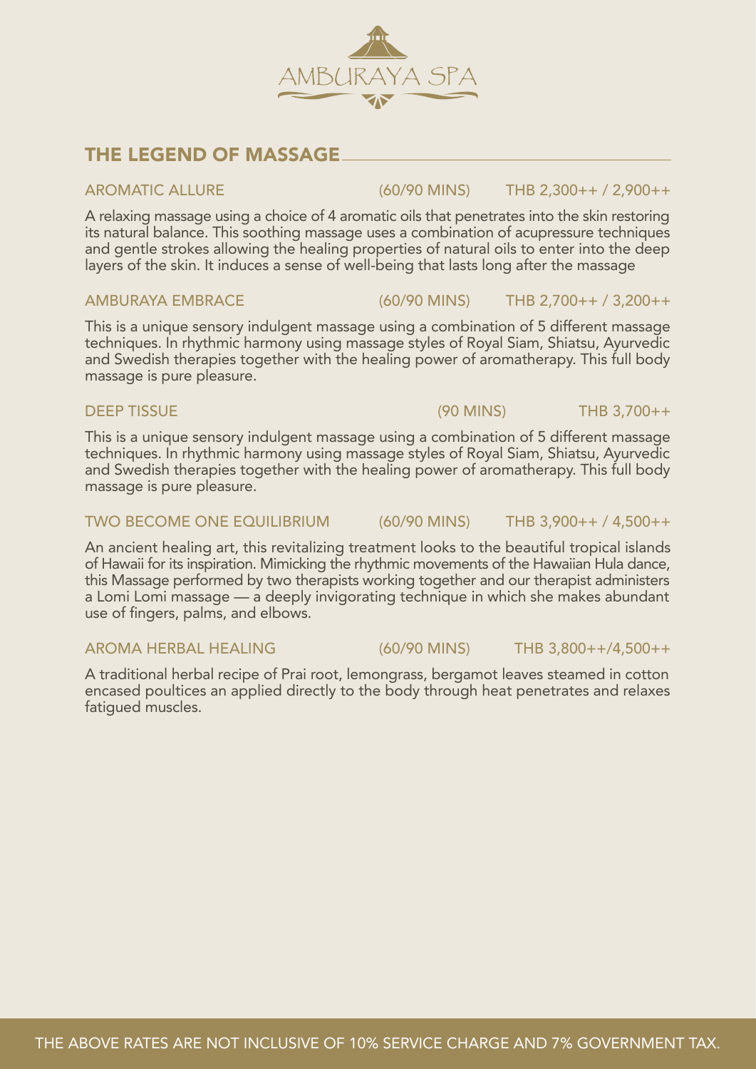AMBURAYA SPA

## THE LEGEND OF MASSAGE

### AROMATIC ALLURE (60/90 MINS) THB 2,300++ / 2,900++

A relaxing massage using a choice of 4 aromatic oils that penetrates into the skin restoring its natural balance. This soothing massage uses a combination of acupressure techniques and gentle strokes allowing the healing properties of natural oils to enter into the deep layers of the skin. It induces a sense of well-being that lasts long after the massage

### AMBURAYA EMBRACE (60/90 MINS) THB 2,700++ / 3,200++

This is a unique sensory indulgent massage using a combination of 5 different massage techniques. In rhythmic harmony using massage styles of Royal Siam, Shiatsu, Ayurvedic and Swedish therapies together with the healing power of aromatherapy. This full body massage is pure pleasure.

### DEEP TISSUE (90 MINS) THB 3,700++

This is a unique sensory indulgent massage using a combination of 5 different massage techniques. In rhythmic harmony using massage styles of Royal Siam, Shiatsu, Ayurvedic and Swedish therapies together with the healing power of aromatherapy. This full body massage is pure pleasure.

### TWO BECOME ONE EQUILIBRIUM (60/90 MINS) THB 3,900++ / 4,500++

An ancient healing art, this revitalizing treatment looks to the beautiful tropical islands of Hawaii for its inspiration. Mimicking the rhythmic movements of the Hawaiian Hula dance, this Massage performed by two therapists working together and our therapist administers a Lomi Lomi massage — a deeply invigorating technique in which she makes abundant use of fingers, palms, and elbows.

### AROMA HERBAL HEALING (60/90 MINS) THB 3,800++/4,500++

A traditional herbal recipe of Prai root, lemongrass, bergamot leaves steamed in cotton encased poultices an applied directly to the body through heat penetrates and relaxes fatigued muscles.

THE ABOVE RATES ARE NOT INCLUSIVE OF 10% SERVICE CHARGE AND 7% GOVERNMENT TAX.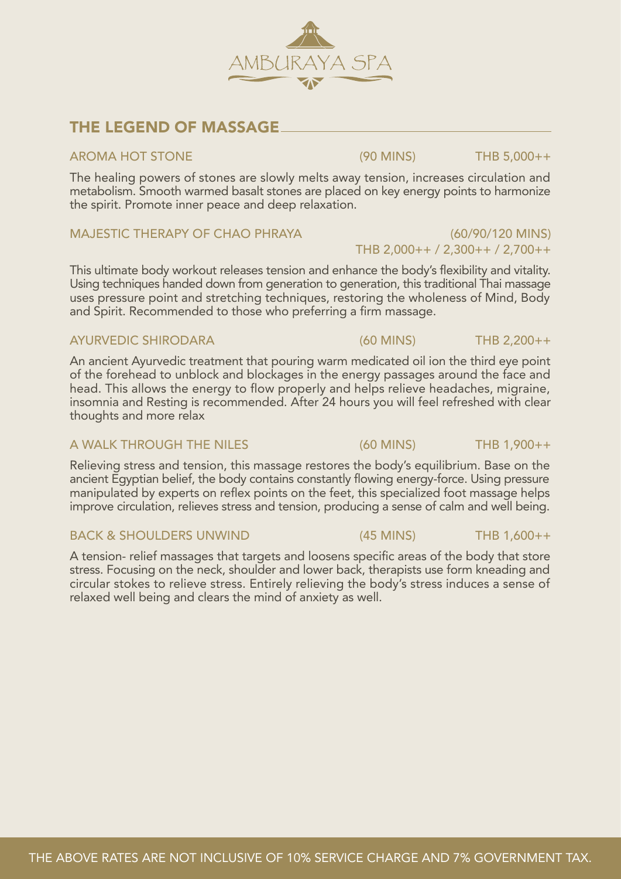AMBURAYA SPA

## THE LEGEND OF MASSAGE

### AROMA HOT STONE (90 MINS) THB 5,000++

The healing powers of stones are slowly melts away tension, increases circulation and metabolism. Smooth warmed basalt stones are placed on key energy points to harmonize the spirit. Promote inner peace and deep relaxation.

### MAJESTIC THERAPY OF CHAO PHRAYA (60/90/120 MINS) THB 2,000++ / 2,300++ / 2,700++

This ultimate body workout releases tension and enhance the body's flexibility and vitality. Using techniques handed down from generation to generation, this traditional Thai massage uses pressure point and stretching techniques, restoring the wholeness of Mind, Body and Spirit. Recommended to those who preferring a firm massage.

### AYURVEDIC SHIRODARA (60 MINS) THB 2,200++

An ancient Ayurvedic treatment that pouring warm medicated oil ion the third eye point of the forehead to unblock and blockages in the energy passages around the face and head. This allows the energy to flow properly and helps relieve headaches, migraine, insomnia and Resting is recommended. After 24 hours you will feel refreshed with clear thoughts and more relax

### A WALK THROUGH THE NILES (60 MINS) THB 1,900++

Relieving stress and tension, this massage restores the body's equilibrium. Base on the ancient Egyptian belief, the body contains constantly flowing energy-force. Using pressure manipulated by experts on reflex points on the feet, this specialized foot massage helps improve circulation, relieves stress and tension, producing a sense of calm and well being.

### BACK & SHOULDERS UNWIND (45 MINS) THB 1,600++

A tension- relief massages that targets and loosens specific areas of the body that store stress. Focusing on the neck, shoulder and lower back, therapists use form kneading and circular stokes to relieve stress. Entirely relieving the body's stress induces a sense of relaxed well being and clears the mind of anxiety as well.

THE ABOVE RATES ARE NOT INCLUSIVE OF 10% SERVICE CHARGE AND 7% GOVERNMENT TAX.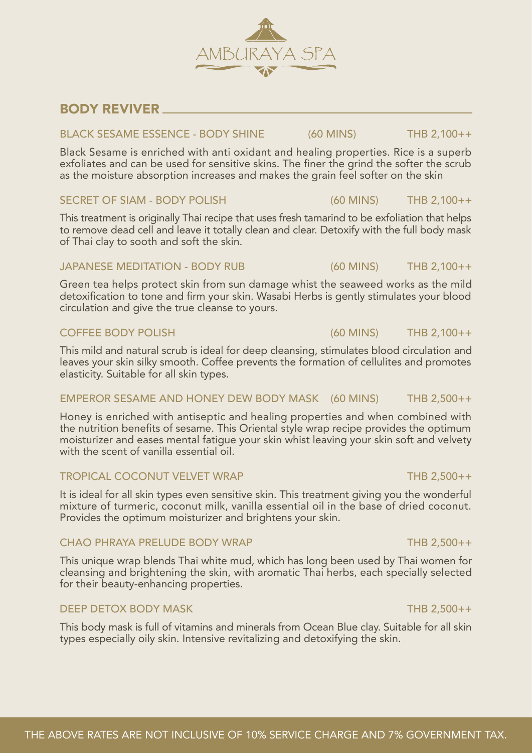AMBURAYA SPA

## BODY REVIVER

### BLACK SESAME ESSENCE - BODY SHINE (60 MINS) THB 2,100++

Black Sesame is enriched with anti oxidant and healing properties. Rice is a superb exfoliates and can be used for sensitive skins. The finer the grind the softer the scrub as the moisture absorption increases and makes the grain feel softer on the skin

### SECRET OF SIAM - BODY POLISH (60 MINS) THB 2,100++

This treatment is originally Thai recipe that uses fresh tamarind to be exfoliation that helps to remove dead cell and leave it totally clean and clear. Detoxify with the full body mask of Thai clay to sooth and soft the skin.

### JAPANESE MEDITATION - BODY RUB (60 MINS) THB 2,100++

Green tea helps protect skin from sun damage whist the seaweed works as the mild detoxification to tone and firm your skin. Wasabi Herbs is gently stimulates your blood circulation and give the true cleanse to yours.

### COFFEE BODY POLISH (60 MINS) THB 2,100++

This mild and natural scrub is ideal for deep cleansing, stimulates blood circulation and leaves your skin silky smooth. Coffee prevents the formation of cellulites and promotes elasticity. Suitable for all skin types.

### EMPEROR SESAME AND HONEY DEW BODY MASK (60 MINS) THB 2,500++

Honey is enriched with antiseptic and healing properties and when combined with the nutrition benefits of sesame. This Oriental style wrap recipe provides the optimum moisturizer and eases mental fatigue your skin whist leaving your skin soft and velvety with the scent of vanilla essential oil.

### TROPICAL COCONUT VELVET WRAP THB 2,500++

It is ideal for all skin types even sensitive skin. This treatment giving you the wonderful mixture of turmeric, coconut milk, vanilla essential oil in the base of dried coconut. Provides the optimum moisturizer and brightens your skin.

### CHAO PHRAYA PRELUDE BODY WRAP THB 2,500++

This unique wrap blends Thai white mud, which has long been used by Thai women for cleansing and brightening the skin, with aromatic Thai herbs, each specially selected for their beauty-enhancing properties.

### DEEP DETOX BODY MASK THB 2,500++

This body mask is full of vitamins and minerals from Ocean Blue clay. Suitable for all skin types especially oily skin. Intensive revitalizing and detoxifying the skin.

THE ABOVE RATES ARE NOT INCLUSIVE OF 10% SERVICE CHARGE AND 7% GOVERNMENT TAX.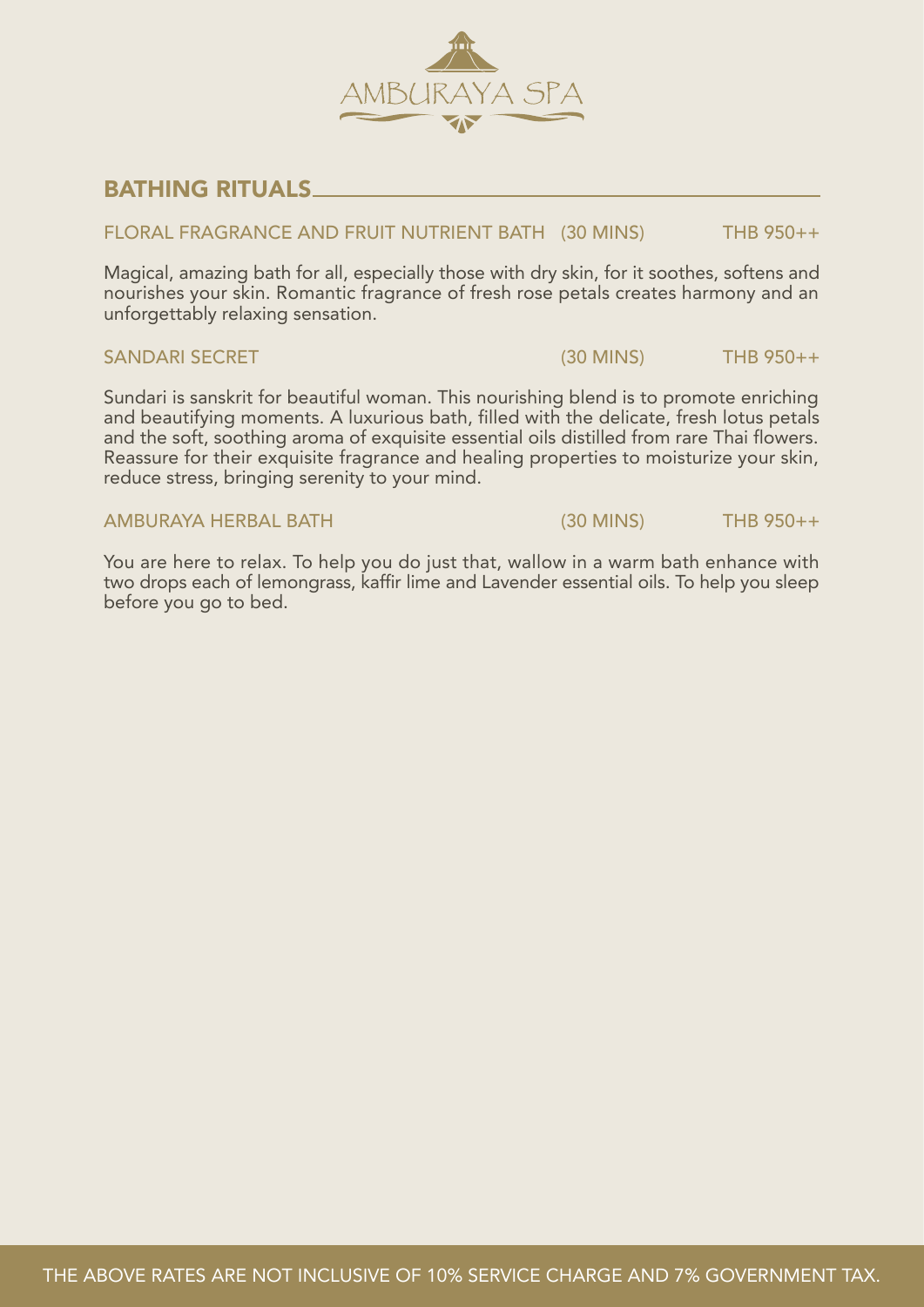AMBURAYA SPA

## BATHING RITUALS

FLORAL FRAGRANCE AND FRUIT NUTRIENT BATH (30 MINS) THB 950++

Magical, amazing bath for all, especially those with dry skin, for it soothes, softens and nourishes your skin. Romantic fragrance of fresh rose petals creates harmony and an unforgettably relaxing sensation.

SANDARI SECRET (30 MINS) THB 950++

Sundari is sanskrit for beautiful woman. This nourishing blend is to promote enriching and beautifying moments. A luxurious bath, filled with the delicate, fresh lotus petals and the soft, soothing aroma of exquisite essential oils distilled from rare Thai flowers. Reassure for their exquisite fragrance and healing properties to moisturize your skin, reduce stress, bringing serenity to your mind.

AMBURAYA HERBAL BATH (30 MINS) THB 950++

You are here to relax. To help you do just that, wallow in a warm bath enhance with two drops each of lemongrass, kaffir lime and Lavender essential oils. To help you sleep before you go to bed.

THE ABOVE RATES ARE NOT INCLUSIVE OF 10% SERVICE CHARGE AND 7% GOVERNMENT TAX.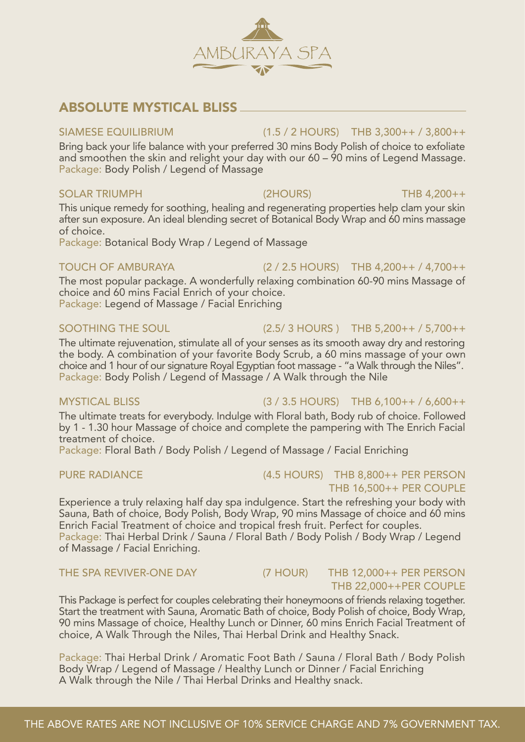AMBURAYA SPA

## ABSOLUTE MYSTICAL BLISS

### SIAMESE EQUILIBRIUM (1.5 / 2 HOURS) THB 3,300++ / 3,800++

Bring back your life balance with your preferred 30 mins Body Polish of choice to exfoliate and smoothen the skin and relight your day with our 60 – 90 mins of Legend Massage.
Package: Body Polish / Legend of Massage

### SOLAR TRIUMPH (2HOURS) THB 4,200++

This unique remedy for soothing, healing and regenerating properties help clam your skin after sun exposure. An ideal blending secret of Botanical Body Wrap and 60 mins massage of choice.
Package: Botanical Body Wrap / Legend of Massage

### TOUCH OF AMBURAYA (2 / 2.5 HOURS) THB 4,200++ / 4,700++

The most popular package. A wonderfully relaxing combination 60-90 mins Massage of choice and 60 mins Facial Enrich of your choice.
Package: Legend of Massage / Facial Enriching

### SOOTHING THE SOUL (2.5/ 3 HOURS ) THB 5,200++ / 5,700++

The ultimate rejuvenation, stimulate all of your senses as its smooth away dry and restoring the body. A combination of your favorite Body Scrub, a 60 mins massage of your own choice and 1 hour of our signature Royal Egyptian foot massage - "a Walk through the Niles".
Package: Body Polish / Legend of Massage / A Walk through the Nile

### MYSTICAL BLISS (3 / 3.5 HOURS) THB 6,100++ / 6,600++

The ultimate treats for everybody. Indulge with Floral bath, Body rub of choice. Followed by 1 - 1.30 hour Massage of choice and complete the pampering with The Enrich Facial treatment of choice.
Package: Floral Bath / Body Polish / Legend of Massage / Facial Enriching

### PURE RADIANCE (4.5 HOURS) THB 8,800++ PER PERSON THB 16,500++ PER COUPLE

Experience a truly relaxing half day spa indulgence. Start the refreshing your body with Sauna, Bath of choice, Body Polish, Body Wrap, 90 mins Massage of choice and 60 mins Enrich Facial Treatment of choice and tropical fresh fruit. Perfect for couples.
Package: Thai Herbal Drink / Sauna / Floral Bath / Body Polish / Body Wrap / Legend of Massage / Facial Enriching.

### THE SPA REVIVER-ONE DAY (7 HOUR) THB 12,000++ PER PERSON THB 22,000++PER COUPLE

This Package is perfect for couples celebrating their honeymoons of friends relaxing together. Start the treatment with Sauna, Aromatic Bath of choice, Body Polish of choice, Body Wrap, 90 mins Massage of choice, Healthy Lunch or Dinner, 60 mins Enrich Facial Treatment of choice, A Walk Through the Niles, Thai Herbal Drink and Healthy Snack.

Package: Thai Herbal Drink / Aromatic Foot Bath / Sauna / Floral Bath / Body Polish
Body Wrap / Legend of Massage / Healthy Lunch or Dinner / Facial Enriching
A Walk through the Nile / Thai Herbal Drinks and Healthy snack.

THE ABOVE RATES ARE NOT INCLUSIVE OF 10% SERVICE CHARGE AND 7% GOVERNMENT TAX.